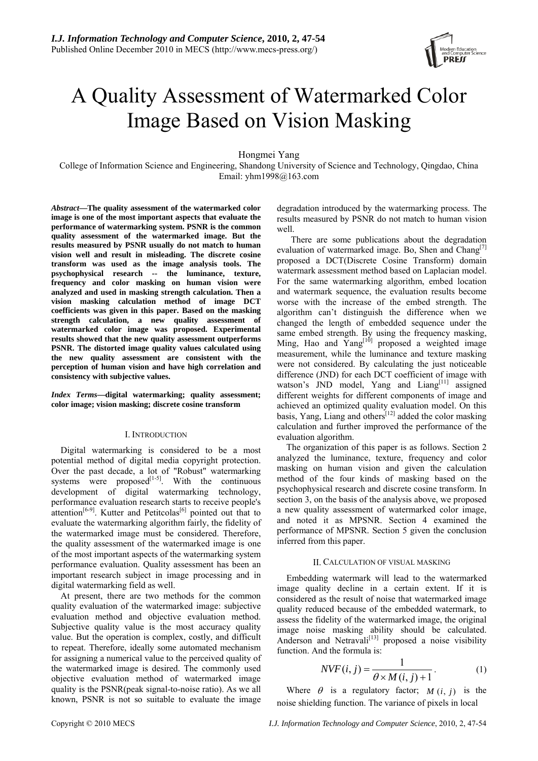# A Quality Assessment of Watermarked Color Image Based on Vision Masking

Hongmei Yang

College of Information Science and Engineering, Shandong University of Science and Technology, Qingdao, China

Email: yhm1998@163.com

***Abstract*—The quality assessment of the watermarked color image is one of the most important aspects that evaluate the performance of watermarking system. PSNR is the common quality assessment of the watermarked image. But the results measured by PSNR usually do not match to human vision well and result in misleading. The discrete cosine transform was used as the image analysis tools. The psychophysical research -- the luminance, texture, frequency and color masking on human vision were analyzed and used in masking strength calculation. Then a vision masking calculation method of image DCT coefficients was given in this paper. Based on the masking strength calculation, a new quality assessment of watermarked color image was proposed. Experimental results showed that the new quality assessment outperforms PSNR. The distorted image quality values calculated using the new quality assessment are consistent with the perception of human vision and have high correlation and consistency with subjective values.**

***Index Terms*—digital watermarking; quality assessment; color image; vision masking; discrete cosine transform**

## I. Introduction

Digital watermarking is considered to be a most potential method of digital media copyright protection. Over the past decade, a lot of "Robust" watermarking systems were proposed[1-5]. With the continuous development of digital watermarking technology, performance evaluation research starts to receive people's attention[6-9]. Kutter and Petitcolas[6] pointed out that to evaluate the watermarking algorithm fairly, the fidelity of the watermarked image must be considered. Therefore, the quality assessment of the watermarked image is one of the most important aspects of the watermarking system performance evaluation. Quality assessment has been an important research subject in image processing and in digital watermarking field as well.

At present, there are two methods for the common quality evaluation of the watermarked image: subjective evaluation method and objective evaluation method. Subjective quality value is the most accuracy quality value. But the operation is complex, costly, and difficult to repeat. Therefore, ideally some automated mechanism for assigning a numerical value to the perceived quality of the watermarked image is desired. The commonly used objective evaluation method of watermarked image quality is the PSNR(peak signal-to-noise ratio). As we all known, PSNR is not so suitable to evaluate the image degradation introduced by the watermarking process. The results measured by PSNR do not match to human vision well.

There are some publications about the degradation evaluation of watermarked image. Bo, Shen and Chang[7] proposed a DCT(Discrete Cosine Transform) domain watermark assessment method based on Laplacian model. For the same watermarking algorithm, embed location and watermark sequence, the evaluation results become worse with the increase of the embed strength. The algorithm can't distinguish the difference when we changed the length of embedded sequence under the same embed strength. By using the frequency masking, Ming, Hao and Yang[10] proposed a weighted image measurement, while the luminance and texture masking were not considered. By calculating the just noticeable difference (JND) for each DCT coefficient of image with watson's JND model, Yang and Liang[11] assigned different weights for different components of image and achieved an optimized quality evaluation model. On this basis, Yang, Liang and others[12] added the color masking calculation and further improved the performance of the evaluation algorithm.

The organization of this paper is as follows. Section 2 analyzed the luminance, texture, frequency and color masking on human vision and given the calculation method of the four kinds of masking based on the psychophysical research and discrete cosine transform. In section 3, on the basis of the analysis above, we proposed a new quality assessment of watermarked color image, and noted it as MPSNR. Section 4 examined the performance of MPSNR. Section 5 given the conclusion inferred from this paper.

## II. Calculation of Visual Masking

Embedding watermark will lead to the watermarked image quality decline in a certain extent. If it is considered as the result of noise that watermarked image quality reduced because of the embedded watermark, to assess the fidelity of the watermarked image, the original image noise masking ability should be calculated. Anderson and Netravali[13] proposed a noise visibility function. And the formula is:

$$NVF(i,j) = \frac{1}{\theta \times M(i,j) + 1}. \tag{1}$$

Where $\theta$ is a regulatory factor; $M(i,j)$ is the noise shielding function. The variance of pixels in local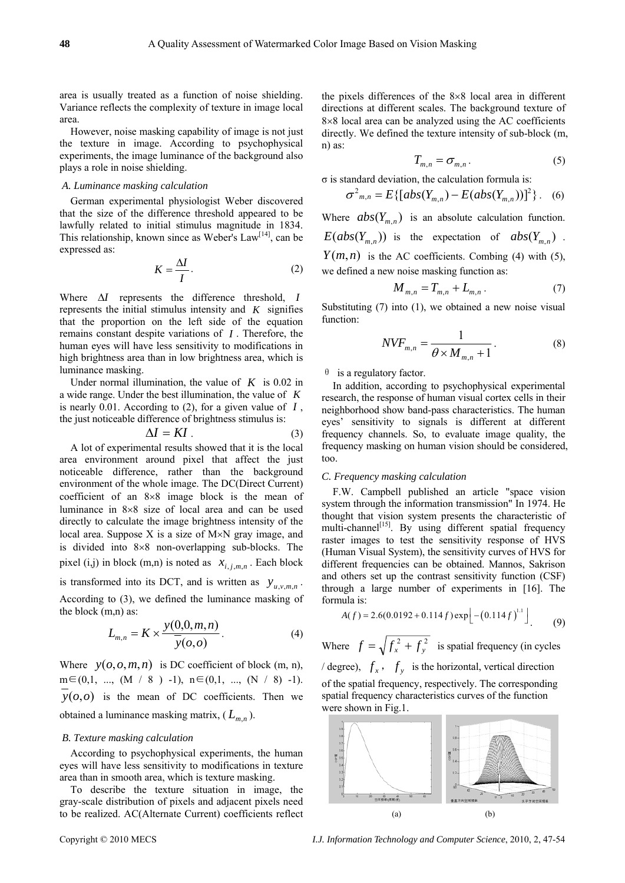area is usually treated as a function of noise shielding. Variance reflects the complexity of texture in image local area.

However, noise masking capability of image is not just the texture in image. According to psychophysical experiments, the image luminance of the background also plays a role in noise shielding.

### A. Luminance masking calculation

German experimental physiologist Weber discovered that the size of the difference threshold appeared to be lawfully related to initial stimulus magnitude in 1834. This relationship, known since as Weber's Law[14], can be expressed as:

$$K = \frac{\Delta I}{I}. \tag{2}$$

Where $\Delta I$ represents the difference threshold, $I$ represents the initial stimulus intensity and $K$ signifies that the proportion on the left side of the equation remains constant despite variations of $I$. Therefore, the human eyes will have less sensitivity to modifications in high brightness area than in low brightness area, which is luminance masking.

Under normal illumination, the value of $K$ is 0.02 in a wide range. Under the best illumination, the value of $K$ is nearly 0.01. According to (2), for a given value of $I$, the just noticeable difference of brightness stimulus is:

$$\Delta I = KI. \tag{3}$$

A lot of experimental results showed that it is the local area environment around pixel that affect the just noticeable difference, rather than the background environment of the whole image. The DC(Direct Current) coefficient of an 8×8 image block is the mean of luminance in 8×8 size of local area and can be used directly to calculate the image brightness intensity of the local area. Suppose X is a size of M×N gray image, and is divided into 8×8 non-overlapping sub-blocks. The pixel (i,j) in block (m,n) is noted as $x_{i,j,m,n}$. Each block is transformed into its DCT, and is written as $y_{u,v,m,n}$. According to (3), we defined the luminance masking of the block (m,n) as:

$$L_{m,n} = K \times \frac{y(0,0,m,n)}{\overline{y}(o,o)}. \tag{4}$$

Where $y(o,o,m,n)$ is DC coefficient of block (m, n), m∈(0,1, ..., (M / 8 ) -1), n∈(0,1, ..., (N / 8) -1). $\overline{y}(o,o)$ is the mean of DC coefficients. Then we obtained a luminance masking matrix, ( $L_{m,n}$ ).

### B. Texture masking calculation

According to psychophysical experiments, the human eyes will have less sensitivity to modifications in texture area than in smooth area, which is texture masking.

To describe the texture situation in image, the gray-scale distribution of pixels and adjacent pixels need to be realized. AC(Alternate Current) coefficients reflect the pixels differences of the 8×8 local area in different directions at different scales. The background texture of 8×8 local area can be analyzed using the AC coefficients directly. We defined the texture intensity of sub-block (m, n) as:

$$T_{m,n} = \sigma_{m,n}. \tag{5}$$

σ is standard deviation, the calculation formula is:

$$\sigma^2{}_{m,n} = E\{[abs(Y_{m,n}) - E(abs(Y_{m,n}))]^2\}. \tag{6}$$

Where $abs(Y_{m,n})$ is an absolute calculation function. $E(abs(Y_{m,n}))$ is the expectation of $abs(Y_{m,n})$. $Y(m,n)$ is the AC coefficients. Combing (4) with (5), we defined a new noise masking function as:

$$M_{m,n} = T_{m,n} + L_{m,n}. \tag{7}$$

Substituting (7) into (1), we obtained a new noise visual function:

$$NVF_{m,n} = \frac{1}{\theta \times M_{m,n} + 1}. \tag{8}$$

θ is a regulatory factor.

In addition, according to psychophysical experimental research, the response of human visual cortex cells in their neighborhood show band-pass characteristics. The human eyes' sensitivity to signals is different at different frequency channels. So, to evaluate image quality, the frequency masking on human vision should be considered, too.

### C. Frequency masking calculation

F.W. Campbell published an article "space vision system through the information transmission" In 1974. He thought that vision system presents the characteristic of multi-channel[15]. By using different spatial frequency raster images to test the sensitivity response of HVS (Human Visual System), the sensitivity curves of HVS for different frequencies can be obtained. Mannos, Sakrison and others set up the contrast sensitivity function (CSF) through a large number of experiments in [16]. The formula is:

$$A(f) = 2.6(0.0192 + 0.114f)\exp\left[-(0.114f)^{1.1}\right]. \tag{9}$$

Where $f = \sqrt{f_x^2 + f_y^2}$ is spatial frequency (in cycles / degree), $f_x$, $f_y$ is the horizontal, vertical direction of the spatial frequency, respectively. The corresponding spatial frequency characteristics curves of the function were shown in Fig.1.

(a) (b)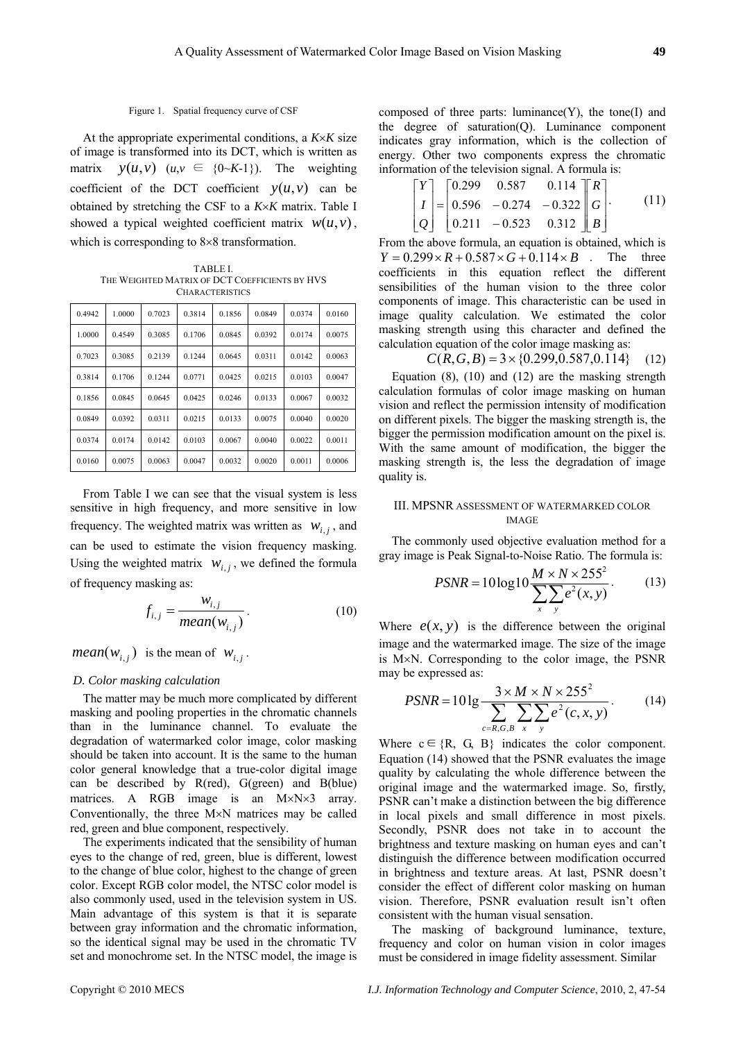Figure 1. Spatial frequency curve of CSF

At the appropriate experimental conditions, a $K \times K$ size of image is transformed into its DCT, which is written as matrix $y(u,v)$ ($u,v \in \{0\sim K\text{-}1\}$). The weighting coefficient of the DCT coefficient $y(u,v)$ can be obtained by stretching the CSF to a $K \times K$ matrix. Table I showed a typical weighted coefficient matrix $w(u,v)$, which is corresponding to 8×8 transformation.

TABLE I.
THE WEIGHTED MATRIX OF DCT COEFFICIENTS BY HVS CHARACTERISTICS

| | | | | | | | |
|---|---|---|---|---|---|---|---|
| 0.4942 | 1.0000 | 0.7023 | 0.3814 | 0.1856 | 0.0849 | 0.0374 | 0.0160 |
| 1.0000 | 0.4549 | 0.3085 | 0.1706 | 0.0845 | 0.0392 | 0.0174 | 0.0075 |
| 0.7023 | 0.3085 | 0.2139 | 0.1244 | 0.0645 | 0.0311 | 0.0142 | 0.0063 |
| 0.3814 | 0.1706 | 0.1244 | 0.0771 | 0.0425 | 0.0215 | 0.0103 | 0.0047 |
| 0.1856 | 0.0845 | 0.0645 | 0.0425 | 0.0246 | 0.0133 | 0.0067 | 0.0032 |
| 0.0849 | 0.0392 | 0.0311 | 0.0215 | 0.0133 | 0.0075 | 0.0040 | 0.0020 |
| 0.0374 | 0.0174 | 0.0142 | 0.0103 | 0.0067 | 0.0040 | 0.0022 | 0.0011 |
| 0.0160 | 0.0075 | 0.0063 | 0.0047 | 0.0032 | 0.0020 | 0.0011 | 0.0006 |

From Table I we can see that the visual system is less sensitive in high frequency, and more sensitive in low frequency. The weighted matrix was written as $w_{i,j}$, and can be used to estimate the vision frequency masking. Using the weighted matrix $w_{i,j}$, we defined the formula of frequency masking as:

$$f_{i,j} = \frac{w_{i,j}}{mean(w_{i,j})}. \tag{10}$$

$mean(w_{i,j})$ is the mean of $w_{i,j}$.

### *D. Color masking calculation*

The matter may be much more complicated by different masking and pooling properties in the chromatic channels than in the luminance channel. To evaluate the degradation of watermarked color image, color masking should be taken into account. It is the same to the human color general knowledge that a true-color digital image can be described by R(red), G(green) and B(blue) matrices. A RGB image is an M×N×3 array. Conventionally, the three M×N matrices may be called red, green and blue component, respectively.

The experiments indicated that the sensibility of human eyes to the change of red, green, blue is different, lowest to the change of blue color, highest to the change of green color. Except RGB color model, the NTSC color model is also commonly used, used in the television system in US. Main advantage of this system is that it is separate between gray information and the chromatic information, so the identical signal may be used in the chromatic TV set and monochrome set. In the NTSC model, the image is composed of three parts: luminance(Y), the tone(I) and the degree of saturation(Q). Luminance component indicates gray information, which is the collection of energy. Other two components express the chromatic information of the television signal. A formula is:

$$\begin{bmatrix} Y \\ I \\ Q \end{bmatrix} = \begin{bmatrix} 0.299 & 0.587 & 0.114 \\ 0.596 & -0.274 & -0.322 \\ 0.211 & -0.523 & 0.312 \end{bmatrix} \begin{bmatrix} R \\ G \\ B \end{bmatrix}. \tag{11}$$

From the above formula, an equation is obtained, which is $Y = 0.299 \times R + 0.587 \times G + 0.114 \times B$. The three coefficients in this equation reflect the different sensibilities of the human vision to the three color components of image. This characteristic can be used in image quality calculation. We estimated the color masking strength using this character and defined the calculation equation of the color image masking as:

$$C(R,G,B) = 3 \times \{0.299, 0.587, 0.114\} \tag{12}$$

Equation (8), (10) and (12) are the masking strength calculation formulas of color image masking on human vision and reflect the permission intensity of modification on different pixels. The bigger the masking strength is, the bigger the permission modification amount on the pixel is. With the same amount of modification, the bigger the masking strength is, the less the degradation of image quality is.

## III. MPSNR ASSESSMENT OF WATERMARKED COLOR IMAGE

The commonly used objective evaluation method for a gray image is Peak Signal-to-Noise Ratio. The formula is:

$$PSNR = 10\log 10 \frac{M \times N \times 255^2}{\sum_x \sum_y e^2(x,y)}. \tag{13}$$

Where $e(x,y)$ is the difference between the original image and the watermarked image. The size of the image is M×N. Corresponding to the color image, the PSNR may be expressed as:

$$PSNR = 10\lg \frac{3 \times M \times N \times 255^2}{\sum_{c=R,G,B} \sum_x \sum_y e^2(c,x,y)}. \tag{14}$$

Where $c \in \{R, G, B\}$ indicates the color component. Equation (14) showed that the PSNR evaluates the image quality by calculating the whole difference between the original image and the watermarked image. So, firstly, PSNR can't make a distinction between the big difference in local pixels and small difference in most pixels. Secondly, PSNR does not take in to account the brightness and texture masking on human eyes and can't distinguish the difference between modification occurred in brightness and texture areas. At last, PSNR doesn't consider the effect of different color masking on human vision. Therefore, PSNR evaluation result isn't often consistent with the human visual sensation.

The masking of background luminance, texture, frequency and color on human vision in color images must be considered in image fidelity assessment. Similar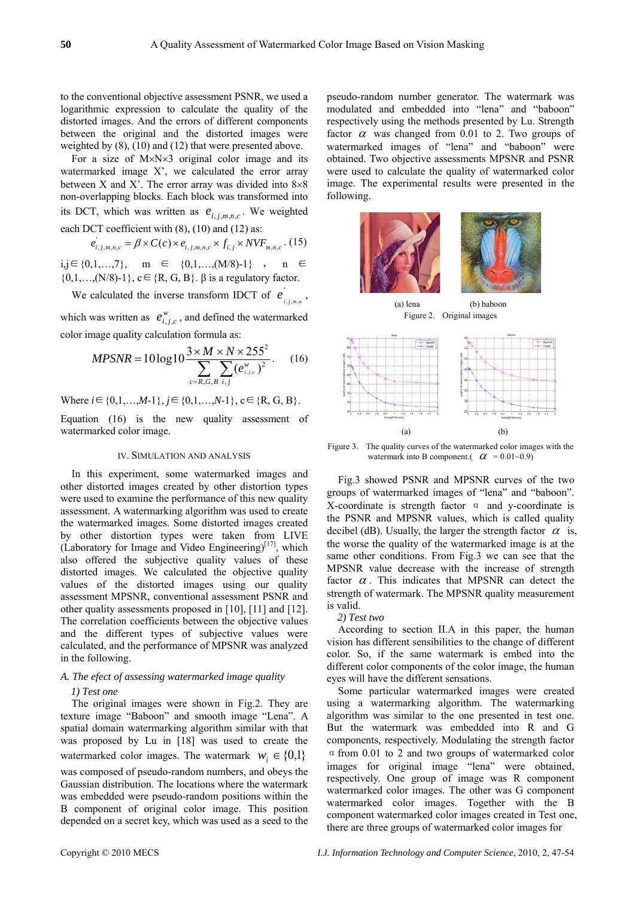to the conventional objective assessment PSNR, we used a logarithmic expression to calculate the quality of the distorted images. And the errors of different components between the original and the distorted images were weighted by (8), (10) and (12) that were presented above.

For a size of M×N×3 original color image and its watermarked image X', we calculated the error array between X and X'. The error array was divided into 8×8 non-overlapping blocks. Each block was transformed into its DCT, which was written as $e_{i,j,m,n,c}$. We weighted each DCT coefficient with (8), (10) and (12) as:

$$e^{'}_{i,j,m,n,c} = \beta \times C(c) \times e_{i,j,m,n,c} \times f_{i,j} \times NVF_{m,n,c} \tag{15}$$

$i,j \in \{0,1,\ldots,7\}$, $m \in \{0,1,\ldots,(M/8)-1\}$, $n \in \{0,1,\ldots,(N/8)-1\}$, $c \in \{R, G, B\}$. β is a regulatory factor.

We calculated the inverse transform IDCT of $e^{'}_{i,j,m,n}$, which was written as $e^{w}_{i,j,c}$, and defined the watermarked color image quality calculation formula as:

$$MPSNR = 10\log 10 \frac{3 \times M \times N \times 255^2}{\sum_{c=R,G,B} \sum_{i,j} (e^{w}_{i,j,c})^2}. \tag{16}$$

Where $i \in \{0,1,\ldots,M\text{-}1\}$, $j \in \{0,1,\ldots,N\text{-}1\}$, $c \in \{R, G, B\}$.

Equation (16) is the new quality assessment of watermarked color image.

## IV. Simulation and Analysis

In this experiment, some watermarked images and other distorted images created by other distortion types were used to examine the performance of this new quality assessment. A watermarking algorithm was used to create the watermarked images. Some distorted images created by other distortion types were taken from LIVE (Laboratory for Image and Video Engineering)[17], which also offered the subjective quality values of these distorted images. We calculated the objective quality values of the distorted images using our quality assessment MPSNR, conventional assessment PSNR and other quality assessments proposed in [10], [11] and [12]. The correlation coefficients between the objective values and the different types of subjective values were calculated, and the performance of MPSNR was analyzed in the following.

### *A. The efect of assessing watermarked image quality*

*1) Test one*

The original images were shown in Fig.2. They are texture image "Baboon" and smooth image "Lena". A spatial domain watermarking algorithm similar with that was proposed by Lu in [18] was used to create the watermarked color images. The watermark $w_i \in \{0,1\}$ was composed of pseudo-random numbers, and obeys the Gaussian distribution. The locations where the watermark was embedded were pseudo-random positions within the B component of original color image. This position depended on a secret key, which was used as a seed to the pseudo-random number generator. The watermark was modulated and embedded into "lena" and "baboon" respectively using the methods presented by Lu. Strength factor $\alpha$ was changed from 0.01 to 2. Two groups of watermarked images of "lena" and "baboon" were obtained. Two objective assessments MPSNR and PSNR were used to calculate the quality of watermarked color image. The experimental results were presented in the following.

(a) lena (b) baboon

Figure 2. Original images

(a) (b)

Figure 3. The quality curves of the watermarked color images with the watermark into B component.( $\alpha$ = 0.01~0.9)

Fig.3 showed PSNR and MPSNR curves of the two groups of watermarked images of "lena" and "baboon". X-coordinate is strength factor $\alpha$ and y-coordinate is the PSNR and MPSNR values, which is called quality decibel (dB). Usually, the larger the strength factor $\alpha$ is, the worse the quality of the watermarked image is at the same other conditions. From Fig.3 we can see that the MPSNR value decrease with the increase of strength factor $\alpha$. This indicates that MPSNR can detect the strength of watermark. The MPSNR quality measurement is valid.

*2) Test two*

According to section II.A in this paper, the human vision has different sensibilities to the change of different color. So, if the same watermark is embed into the different color components of the color image, the human eyes will have the different sensations.

Some particular watermarked images were created using a watermarking algorithm. The watermarking algorithm was similar to the one presented in test one. But the watermark was embedded into R and G components, respectively. Modulating the strength factor $\alpha$ from 0.01 to 2 and two groups of watermarked color images for original image "lena" were obtained, respectively. One group of image was R component watermarked color images. The other was G component watermarked color images. Together with the B component watermarked color images created in Test one, there are three groups of watermarked color images for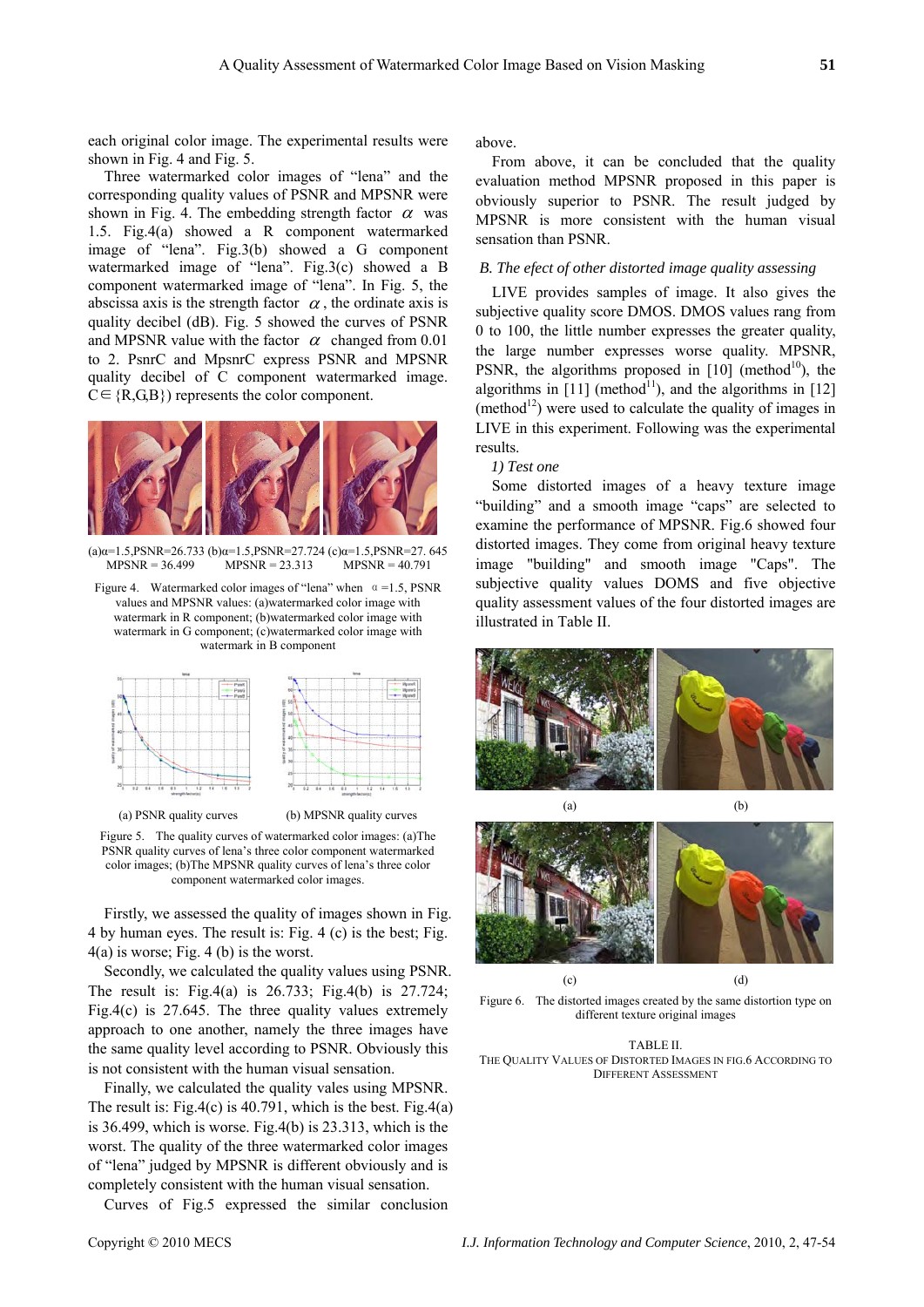each original color image. The experimental results were shown in Fig. 4 and Fig. 5.

Three watermarked color images of "lena" and the corresponding quality values of PSNR and MPSNR were shown in Fig. 4. The embedding strength factor $\alpha$ was 1.5. Fig.4(a) showed a R component watermarked image of "lena". Fig.3(b) showed a G component watermarked image of "lena". Fig.3(c) showed a B component watermarked image of "lena". In Fig. 5, the abscissa axis is the strength factor $\alpha$, the ordinate axis is quality decibel (dB). Fig. 5 showed the curves of PSNR and MPSNR value with the factor $\alpha$ changed from 0.01 to 2. PsnrC and MpsnrC express PSNR and MPSNR quality decibel of C component watermarked image. $C \in \{R,G,B\}$ represents the color component.

(a)α=1.5,PSNR=26.733 MPSNR = 36.499 (b)α=1.5,PSNR=27.724 MPSNR = 23.313 (c)α=1.5,PSNR=27. 645 MPSNR = 40.791

Figure 4. Watermarked color images of "lena" when α =1.5, PSNR values and MPSNR values: (a)watermarked color image with watermark in R component; (b)watermarked color image with watermark in G component; (c)watermarked color image with watermark in B component

(a) PSNR quality curves (b) MPSNR quality curves

Figure 5. The quality curves of watermarked color images: (a)The PSNR quality curves of lena's three color component watermarked color images; (b)The MPSNR quality curves of lena's three color component watermarked color images.

Firstly, we assessed the quality of images shown in Fig. 4 by human eyes. The result is: Fig. 4 (c) is the best; Fig. 4(a) is worse; Fig. 4 (b) is the worst.

Secondly, we calculated the quality values using PSNR. The result is: Fig.4(a) is 26.733; Fig.4(b) is 27.724; Fig.4(c) is 27.645. The three quality values extremely approach to one another, namely the three images have the same quality level according to PSNR. Obviously this is not consistent with the human visual sensation.

Finally, we calculated the quality vales using MPSNR. The result is: Fig.4(c) is 40.791, which is the best. Fig.4(a) is 36.499, which is worse. Fig.4(b) is 23.313, which is the worst. The quality of the three watermarked color images of "lena" judged by MPSNR is different obviously and is completely consistent with the human visual sensation.

Curves of Fig.5 expressed the similar conclusion above.

From above, it can be concluded that the quality evaluation method MPSNR proposed in this paper is obviously superior to PSNR. The result judged by MPSNR is more consistent with the human visual sensation than PSNR.

### B. The efect of other distorted image quality assessing

LIVE provides samples of image. It also gives the subjective quality score DMOS. DMOS values rang from 0 to 100, the little number expresses the greater quality, the large number expresses worse quality. MPSNR, PSNR, the algorithms proposed in [10] (method[10]), the algorithms in [11] (method[11]), and the algorithms in [12] (method[12]) were used to calculate the quality of images in LIVE in this experiment. Following was the experimental results.

*1) Test one*

Some distorted images of a heavy texture image "building" and a smooth image "caps" are selected to examine the performance of MPSNR. Fig.6 showed four distorted images. They come from original heavy texture image "building" and smooth image "Caps". The subjective quality values DOMS and five objective quality assessment values of the four distorted images are illustrated in Table II.

(a) (b)

(c) (d)

Figure 6. The distorted images created by the same distortion type on different texture original images

TABLE II.
THE QUALITY VALUES OF DISTORTED IMAGES IN FIG.6 ACCORDING TO DIFFERENT ASSESSMENT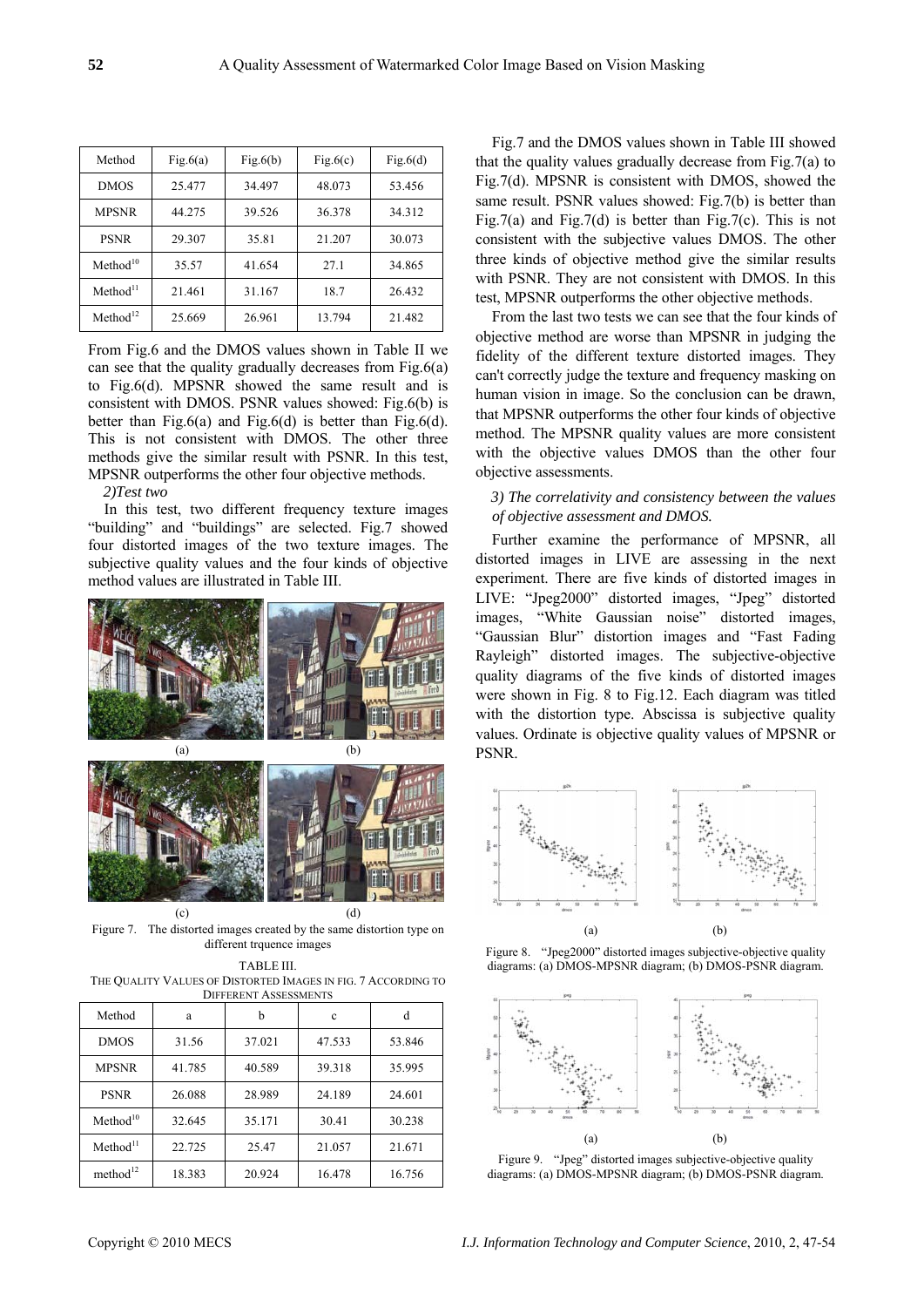| Method | Fig.6(a) | Fig.6(b) | Fig.6(c) | Fig.6(d) |
|---|---|---|---|---|
| DMOS | 25.477 | 34.497 | 48.073 | 53.456 |
| MPSNR | 44.275 | 39.526 | 36.378 | 34.312 |
| PSNR | 29.307 | 35.81 | 21.207 | 30.073 |
| Method[10] | 35.57 | 41.654 | 27.1 | 34.865 |
| Method[11] | 21.461 | 31.167 | 18.7 | 26.432 |
| Method[12] | 25.669 | 26.961 | 13.794 | 21.482 |

From Fig.6 and the DMOS values shown in Table II we can see that the quality gradually decreases from Fig.6(a) to Fig.6(d). MPSNR showed the same result and is consistent with DMOS. PSNR values showed: Fig.6(b) is better than Fig.6(a) and Fig.6(d) is better than Fig.6(d). This is not consistent with DMOS. The other three methods give the similar result with PSNR. In this test, MPSNR outperforms the other four objective methods.

*2)Test two*

In this test, two different frequency texture images "building" and "buildings" are selected. Fig.7 showed four distorted images of the two texture images. The subjective quality values and the four kinds of objective method values are illustrated in Table III.

(a) (b)

(c) (d)

Figure 7. The distorted images created by the same distortion type on different trquence images

TABLE III.
THE QUALITY VALUES OF DISTORTED IMAGES IN FIG. 7 ACCORDING TO DIFFERENT ASSESSMENTS

| Method | a | b | c | d |
|---|---|---|---|---|
| DMOS | 31.56 | 37.021 | 47.533 | 53.846 |
| MPSNR | 41.785 | 40.589 | 39.318 | 35.995 |
| PSNR | 26.088 | 28.989 | 24.189 | 24.601 |
| Method[10] | 32.645 | 35.171 | 30.41 | 30.238 |
| Method[11] | 22.725 | 25.47 | 21.057 | 21.671 |
| method[12] | 18.383 | 20.924 | 16.478 | 16.756 |

Fig.7 and the DMOS values shown in Table III showed that the quality values gradually decrease from Fig.7(a) to Fig.7(d). MPSNR is consistent with DMOS, showed the same result. PSNR values showed: Fig.7(b) is better than Fig.7(a) and Fig.7(d) is better than Fig.7(c). This is not consistent with the subjective values DMOS. The other three kinds of objective method give the similar results with PSNR. They are not consistent with DMOS. In this test, MPSNR outperforms the other objective methods.

From the last two tests we can see that the four kinds of objective method are worse than MPSNR in judging the fidelity of the different texture distorted images. They can't correctly judge the texture and frequency masking on human vision in image. So the conclusion can be drawn, that MPSNR outperforms the other four kinds of objective method. The MPSNR quality values are more consistent with the objective values DMOS than the other four objective assessments.

*3) The correlativity and consistency between the values of objective assessment and DMOS.*

Further examine the performance of MPSNR, all distorted images in LIVE are assessing in the next experiment. There are five kinds of distorted images in LIVE: "Jpeg2000" distorted images, "Jpeg" distorted images, "White Gaussian noise" distorted images, "Gaussian Blur" distortion images and "Fast Fading Rayleigh" distorted images. The subjective-objective quality diagrams of the five kinds of distorted images were shown in Fig. 8 to Fig.12. Each diagram was titled with the distortion type. Abscissa is subjective quality values. Ordinate is objective quality values of MPSNR or PSNR.

(a) (b)

Figure 8. "Jpeg2000" distorted images subjective-objective quality diagrams: (a) DMOS-MPSNR diagram; (b) DMOS-PSNR diagram.

(a) (b)

Figure 9. "Jpeg" distorted images subjective-objective quality diagrams: (a) DMOS-MPSNR diagram; (b) DMOS-PSNR diagram.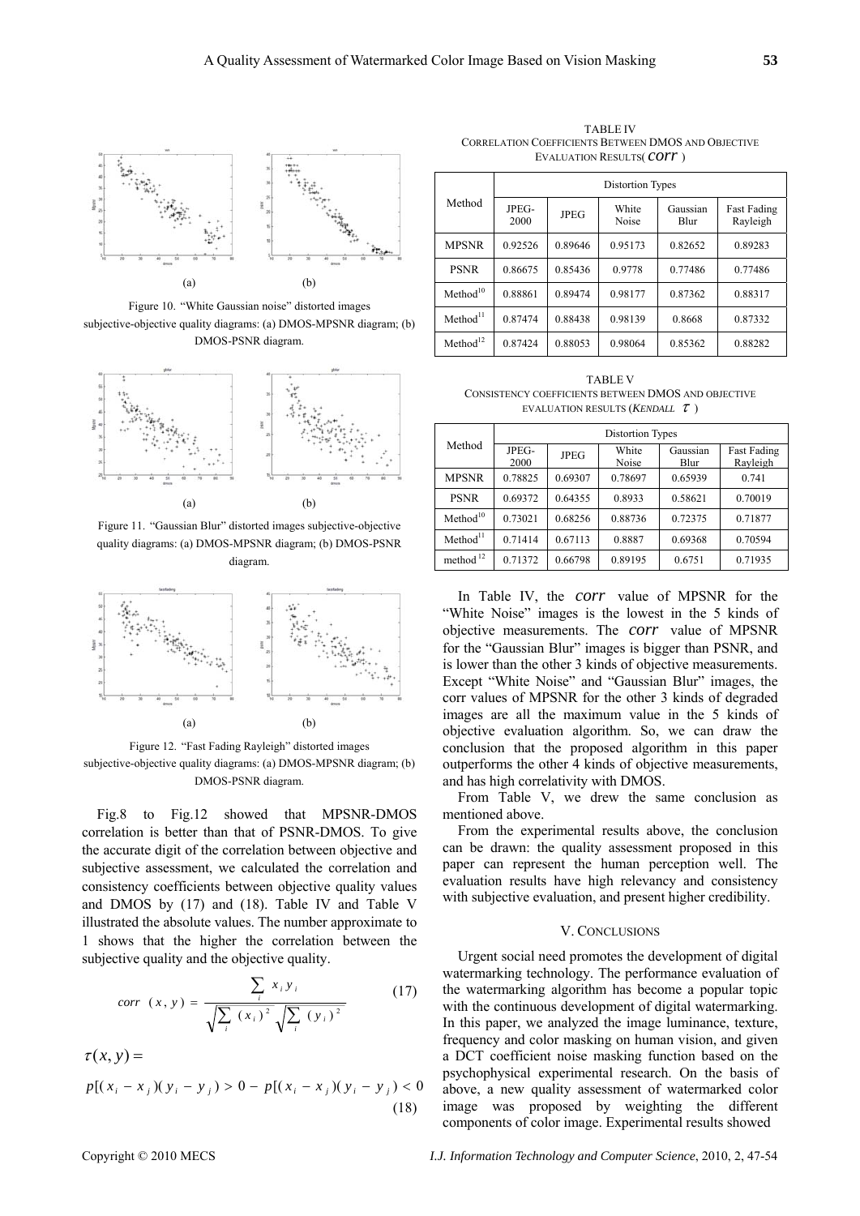Figure 10. "White Gaussian noise" distorted images subjective-objective quality diagrams: (a) DMOS-MPSNR diagram; (b) DMOS-PSNR diagram.

Figure 11. "Gaussian Blur" distorted images subjective-objective quality diagrams: (a) DMOS-MPSNR diagram; (b) DMOS-PSNR diagram.

Figure 12. "Fast Fading Rayleigh" distorted images subjective-objective quality diagrams: (a) DMOS-MPSNR diagram; (b) DMOS-PSNR diagram.

Fig.8 to Fig.12 showed that MPSNR-DMOS correlation is better than that of PSNR-DMOS. To give the accurate digit of the correlation between objective and subjective assessment, we calculated the correlation and consistency coefficients between objective quality values and DMOS by (17) and (18). Table IV and Table V illustrated the absolute values. The number approximate to 1 shows that the higher the correlation between the subjective quality and the objective quality.

$$corr(x,y) = \frac{\sum_i x_i y_i}{\sqrt{\sum_i (x_i)^2}\sqrt{\sum_i (y_i)^2}} \quad (17)$$

$$\tau(x,y) = p[(x_i - x_j)(y_i - y_j) > 0 - p[(x_i - x_j)(y_i - y_j) < 0 \quad (18)$$

TABLE IV
CORRELATION COEFFICIENTS BETWEEN DMOS AND OBJECTIVE EVALUATION RESULTS( $corr$ )

| Method | Distortion Types | | | | |
|---|---|---|---|---|---|
| | JPEG-2000 | JPEG | White Noise | Gaussian Blur | Fast Fading Rayleigh |
| MPSNR | 0.92526 | 0.89646 | 0.95173 | 0.82652 | 0.89283 |
| PSNR | 0.86675 | 0.85436 | 0.9778 | 0.77486 | 0.77486 |
| Method[10] | 0.88861 | 0.89474 | 0.98177 | 0.87362 | 0.88317 |
| Method[11] | 0.87474 | 0.88438 | 0.98139 | 0.8668 | 0.87332 |
| Method[12] | 0.87424 | 0.88053 | 0.98064 | 0.85362 | 0.88282 |

TABLE V
CONSISTENCY COEFFICIENTS BETWEEN DMOS AND OBJECTIVE EVALUATION RESULTS (*KENDALL* $\tau$ )

| Method | Distortion Types | | | | |
|---|---|---|---|---|---|
| | JPEG-2000 | JPEG | White Noise | Gaussian Blur | Fast Fading Rayleigh |
| MPSNR | 0.78825 | 0.69307 | 0.78697 | 0.65939 | 0.741 |
| PSNR | 0.69372 | 0.64355 | 0.8933 | 0.58621 | 0.70019 |
| Method[10] | 0.73021 | 0.68256 | 0.88736 | 0.72375 | 0.71877 |
| Method[11] | 0.71414 | 0.67113 | 0.8887 | 0.69368 | 0.70594 |
| method[12] | 0.71372 | 0.66798 | 0.89195 | 0.6751 | 0.71935 |

In Table IV, the $corr$ value of MPSNR for the "White Noise" images is the lowest in the 5 kinds of objective measurements. The $corr$ value of MPSNR for the "Gaussian Blur" images is bigger than PSNR, and is lower than the other 3 kinds of objective measurements. Except "White Noise" and "Gaussian Blur" images, the corr values of MPSNR for the other 3 kinds of degraded images are all the maximum value in the 5 kinds of objective evaluation algorithm. So, we can draw the conclusion that the proposed algorithm in this paper outperforms the other 4 kinds of objective measurements, and has high correlativity with DMOS.

From Table V, we drew the same conclusion as mentioned above.

From the experimental results above, the conclusion can be drawn: the quality assessment proposed in this paper can represent the human perception well. The evaluation results have high relevancy and consistency with subjective evaluation, and present higher credibility.

## V. CONCLUSIONS

Urgent social need promotes the development of digital watermarking technology. The performance evaluation of the watermarking algorithm has become a popular topic with the continuous development of digital watermarking. In this paper, we analyzed the image luminance, texture, frequency and color masking on human vision, and given a DCT coefficient noise masking function based on the psychophysical experimental research. On the basis of above, a new quality assessment of watermarked color image was proposed by weighting the different components of color image. Experimental results showed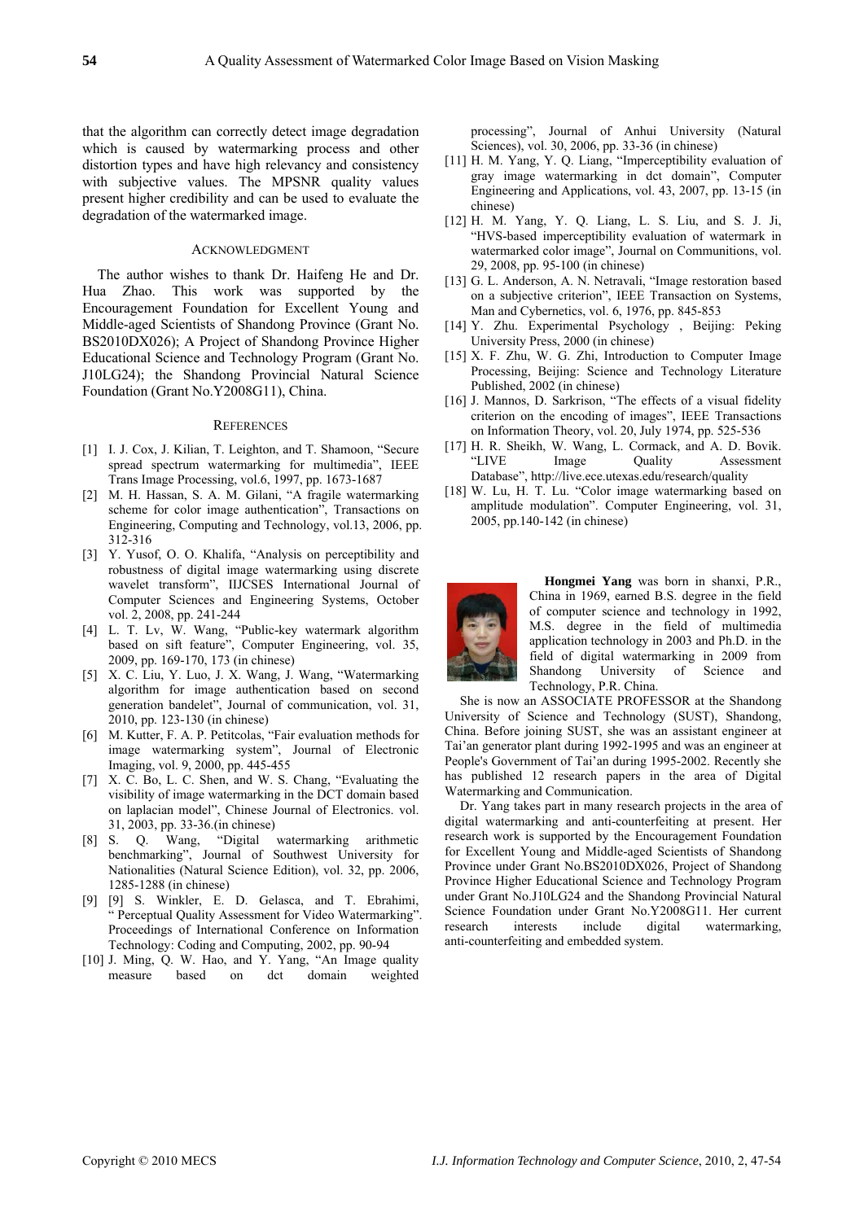that the algorithm can correctly detect image degradation which is caused by watermarking process and other distortion types and have high relevancy and consistency with subjective values. The MPSNR quality values present higher credibility and can be used to evaluate the degradation of the watermarked image.

## ACKNOWLEDGMENT

The author wishes to thank Dr. Haifeng He and Dr. Hua Zhao. This work was supported by the Encouragement Foundation for Excellent Young and Middle-aged Scientists of Shandong Province (Grant No. BS2010DX026); A Project of Shandong Province Higher Educational Science and Technology Program (Grant No. J10LG24); the Shandong Provincial Natural Science Foundation (Grant No.Y2008G11), China.

## REFERENCES

[1] I. J. Cox, J. Kilian, T. Leighton, and T. Shamoon, "Secure spread spectrum watermarking for multimedia", IEEE Trans Image Processing, vol.6, 1997, pp. 1673-1687

[2] M. H. Hassan, S. A. M. Gilani, "A fragile watermarking scheme for color image authentication", Transactions on Engineering, Computing and Technology, vol.13, 2006, pp. 312-316

[3] Y. Yusof, O. O. Khalifa, "Analysis on perceptibility and robustness of digital image watermarking using discrete wavelet transform", IIJCSES International Journal of Computer Sciences and Engineering Systems, October vol. 2, 2008, pp. 241-244

[4] L. T. Lv, W. Wang, "Public-key watermark algorithm based on sift feature", Computer Engineering, vol. 35, 2009, pp. 169-170, 173 (in chinese)

[5] X. C. Liu, Y. Luo, J. X. Wang, J. Wang, "Watermarking algorithm for image authentication based on second generation bandelet", Journal of communication, vol. 31, 2010, pp. 123-130 (in chinese)

[6] M. Kutter, F. A. P. Petitcolas, "Fair evaluation methods for image watermarking system", Journal of Electronic Imaging, vol. 9, 2000, pp. 445-455

[7] X. C. Bo, L. C. Shen, and W. S. Chang, "Evaluating the visibility of image watermarking in the DCT domain based on laplacian model", Chinese Journal of Electronics. vol. 31, 2003, pp. 33-36.(in chinese)

[8] S. Q. Wang, "Digital watermarking arithmetic benchmarking", Journal of Southwest University for Nationalities (Natural Science Edition), vol. 32, pp. 2006, 1285-1288 (in chinese)

[9] [9] S. Winkler, E. D. Gelasca, and T. Ebrahimi, " Perceptual Quality Assessment for Video Watermarking". Proceedings of International Conference on Information Technology: Coding and Computing, 2002, pp. 90-94

[10] J. Ming, Q. W. Hao, and Y. Yang, "An Image quality measure based on dct domain weighted processing", Journal of Anhui University (Natural Sciences), vol. 30, 2006, pp. 33-36 (in chinese)

[11] H. M. Yang, Y. Q. Liang, "Imperceptibility evaluation of gray image watermarking in dct domain", Computer Engineering and Applications, vol. 43, 2007, pp. 13-15 (in chinese)

[12] H. M. Yang, Y. Q. Liang, L. S. Liu, and S. J. Ji, "HVS-based imperceptibility evaluation of watermark in watermarked color image", Journal on Communitions, vol. 29, 2008, pp. 95-100 (in chinese)

[13] G. L. Anderson, A. N. Netravali, "Image restoration based on a subjective criterion", IEEE Transaction on Systems, Man and Cybernetics, vol. 6, 1976, pp. 845-853

[14] Y. Zhu. Experimental Psychology , Beijing: Peking University Press, 2000 (in chinese)

[15] X. F. Zhu, W. G. Zhi, Introduction to Computer Image Processing, Beijing: Science and Technology Literature Published, 2002 (in chinese)

[16] J. Mannos, D. Sarkrison, "The effects of a visual fidelity criterion on the encoding of images", IEEE Transactions on Information Theory, vol. 20, July 1974, pp. 525-536

[17] H. R. Sheikh, W. Wang, L. Cormack, and A. D. Bovik. "LIVE Image Quality Assessment Database", http://live.ece.utexas.edu/research/quality

[18] W. Lu, H. T. Lu. "Color image watermarking based on amplitude modulation". Computer Engineering, vol. 31, 2005, pp.140-142 (in chinese)

**Hongmei Yang** was born in shanxi, P.R., China in 1969, earned B.S. degree in the field of computer science and technology in 1992, M.S. degree in the field of multimedia application technology in 2003 and Ph.D. in the field of digital watermarking in 2009 from Shandong University of Science and Technology, P.R. China.

She is now an ASSOCIATE PROFESSOR at the Shandong University of Science and Technology (SUST), Shandong, China. Before joining SUST, she was an assistant engineer at Tai'an generator plant during 1992-1995 and was an engineer at People's Government of Tai'an during 1995-2002. Recently she has published 12 research papers in the area of Digital Watermarking and Communication.

Dr. Yang takes part in many research projects in the area of digital watermarking and anti-counterfeiting at present. Her research work is supported by the Encouragement Foundation for Excellent Young and Middle-aged Scientists of Shandong Province under Grant No.BS2010DX026, Project of Shandong Province Higher Educational Science and Technology Program under Grant No.J10LG24 and the Shandong Provincial Natural Science Foundation under Grant No.Y2008G11. Her current research interests include digital watermarking, anti-counterfeiting and embedded system.